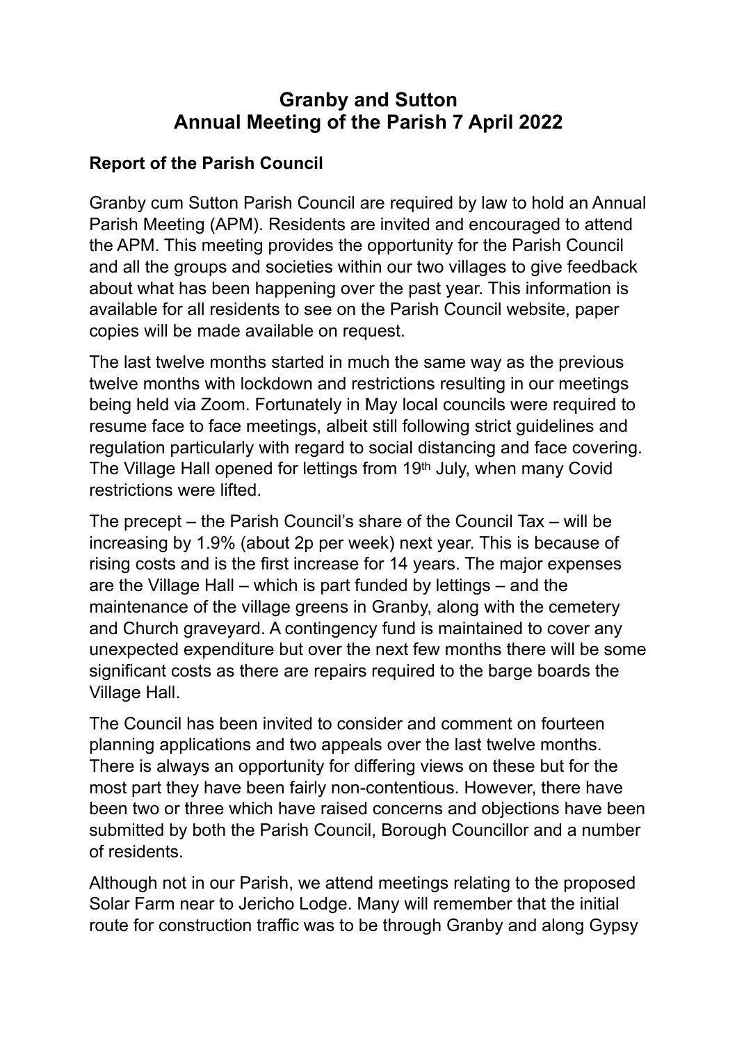# Granby and Sutton
# Annual Meeting of the Parish 7 April 2022

## Report of the Parish Council

Granby cum Sutton Parish Council are required by law to hold an Annual Parish Meeting (APM). Residents are invited and encouraged to attend the APM. This meeting provides the opportunity for the Parish Council and all the groups and societies within our two villages to give feedback about what has been happening over the past year. This information is available for all residents to see on the Parish Council website, paper copies will be made available on request.

The last twelve months started in much the same way as the previous twelve months with lockdown and restrictions resulting in our meetings being held via Zoom. Fortunately in May local councils were required to resume face to face meetings, albeit still following strict guidelines and regulation particularly with regard to social distancing and face covering. The Village Hall opened for lettings from 19th July, when many Covid restrictions were lifted.

The precept – the Parish Council's share of the Council Tax – will be increasing by 1.9% (about 2p per week) next year. This is because of rising costs and is the first increase for 14 years. The major expenses are the Village Hall – which is part funded by lettings – and the maintenance of the village greens in Granby, along with the cemetery and Church graveyard. A contingency fund is maintained to cover any unexpected expenditure but over the next few months there will be some significant costs as there are repairs required to the barge boards the Village Hall.

The Council has been invited to consider and comment on fourteen planning applications and two appeals over the last twelve months. There is always an opportunity for differing views on these but for the most part they have been fairly non-contentious. However, there have been two or three which have raised concerns and objections have been submitted by both the Parish Council, Borough Councillor and a number of residents.

Although not in our Parish, we attend meetings relating to the proposed Solar Farm near to Jericho Lodge. Many will remember that the initial route for construction traffic was to be through Granby and along Gypsy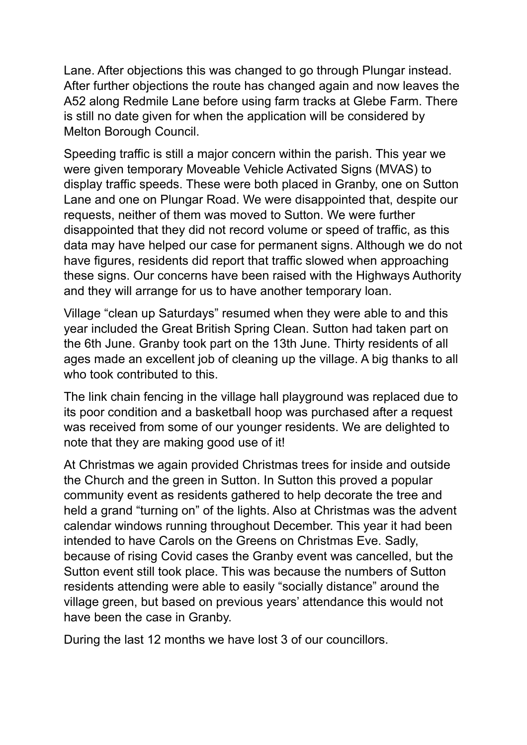Lane. After objections this was changed to go through Plungar instead. After further objections the route has changed again and now leaves the A52 along Redmile Lane before using farm tracks at Glebe Farm. There is still no date given for when the application will be considered by Melton Borough Council.

Speeding traffic is still a major concern within the parish. This year we were given temporary Moveable Vehicle Activated Signs (MVAS) to display traffic speeds. These were both placed in Granby, one on Sutton Lane and one on Plungar Road. We were disappointed that, despite our requests, neither of them was moved to Sutton. We were further disappointed that they did not record volume or speed of traffic, as this data may have helped our case for permanent signs. Although we do not have figures, residents did report that traffic slowed when approaching these signs. Our concerns have been raised with the Highways Authority and they will arrange for us to have another temporary loan.

Village "clean up Saturdays" resumed when they were able to and this year included the Great British Spring Clean. Sutton had taken part on the 6th June. Granby took part on the 13th June. Thirty residents of all ages made an excellent job of cleaning up the village. A big thanks to all who took contributed to this.

The link chain fencing in the village hall playground was replaced due to its poor condition and a basketball hoop was purchased after a request was received from some of our younger residents. We are delighted to note that they are making good use of it!

At Christmas we again provided Christmas trees for inside and outside the Church and the green in Sutton. In Sutton this proved a popular community event as residents gathered to help decorate the tree and held a grand "turning on" of the lights. Also at Christmas was the advent calendar windows running throughout December. This year it had been intended to have Carols on the Greens on Christmas Eve. Sadly, because of rising Covid cases the Granby event was cancelled, but the Sutton event still took place. This was because the numbers of Sutton residents attending were able to easily "socially distance" around the village green, but based on previous years' attendance this would not have been the case in Granby.

During the last 12 months we have lost 3 of our councillors.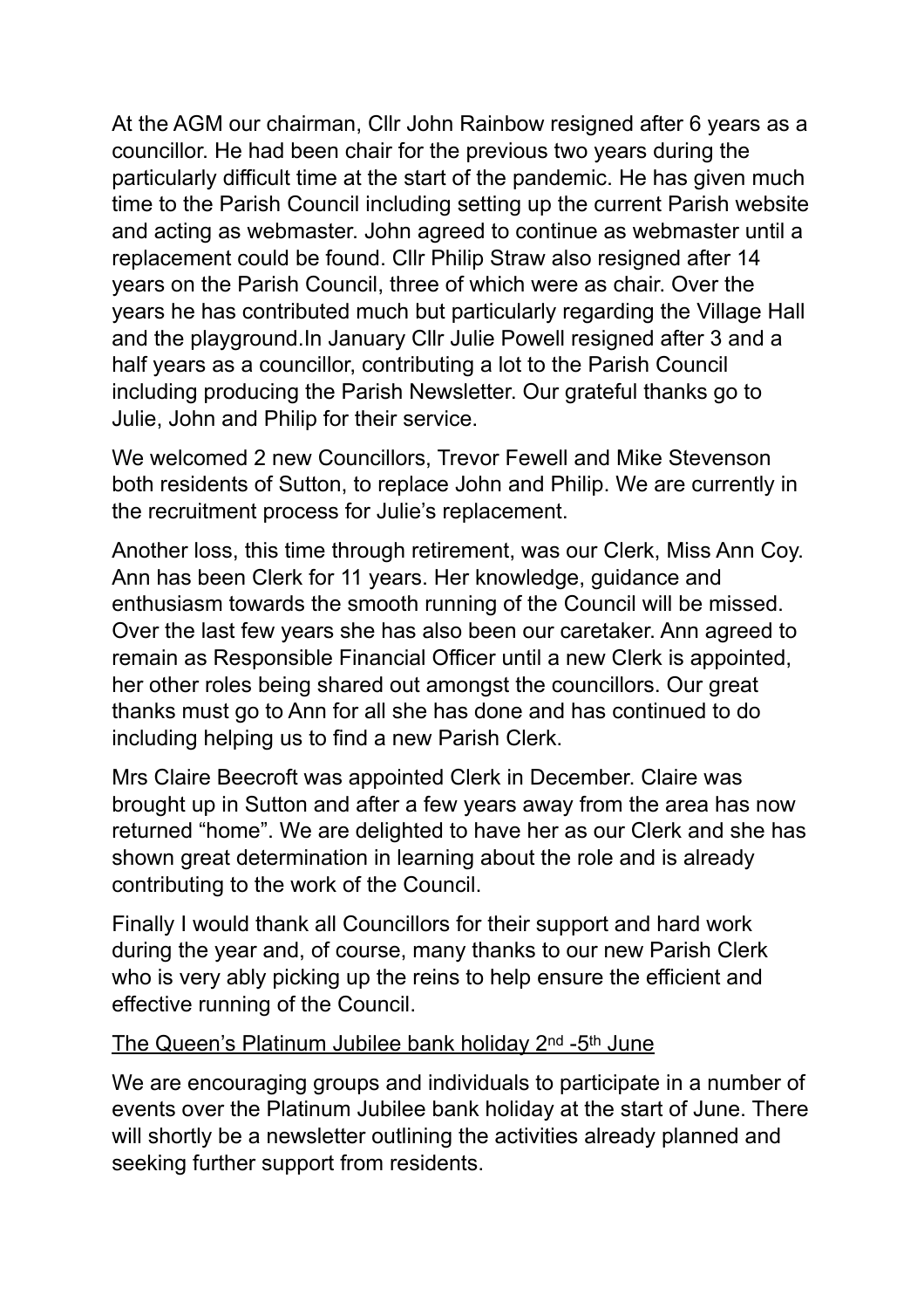At the AGM our chairman, Cllr John Rainbow resigned after 6 years as a councillor. He had been chair for the previous two years during the particularly difficult time at the start of the pandemic. He has given much time to the Parish Council including setting up the current Parish website and acting as webmaster. John agreed to continue as webmaster until a replacement could be found. Cllr Philip Straw also resigned after 14 years on the Parish Council, three of which were as chair. Over the years he has contributed much but particularly regarding the Village Hall and the playground.In January Cllr Julie Powell resigned after 3 and a half years as a councillor, contributing a lot to the Parish Council including producing the Parish Newsletter. Our grateful thanks go to Julie, John and Philip for their service.

We welcomed 2 new Councillors, Trevor Fewell and Mike Stevenson both residents of Sutton, to replace John and Philip. We are currently in the recruitment process for Julie's replacement.

Another loss, this time through retirement, was our Clerk, Miss Ann Coy. Ann has been Clerk for 11 years. Her knowledge, guidance and enthusiasm towards the smooth running of the Council will be missed. Over the last few years she has also been our caretaker. Ann agreed to remain as Responsible Financial Officer until a new Clerk is appointed, her other roles being shared out amongst the councillors. Our great thanks must go to Ann for all she has done and has continued to do including helping us to find a new Parish Clerk.

Mrs Claire Beecroft was appointed Clerk in December. Claire was brought up in Sutton and after a few years away from the area has now returned "home". We are delighted to have her as our Clerk and she has shown great determination in learning about the role and is already contributing to the work of the Council.

Finally I would thank all Councillors for their support and hard work during the year and, of course, many thanks to our new Parish Clerk who is very ably picking up the reins to help ensure the efficient and effective running of the Council.

<u>The Queen's Platinum Jubilee bank holiday 2nd -5th June</u>

We are encouraging groups and individuals to participate in a number of events over the Platinum Jubilee bank holiday at the start of June. There will shortly be a newsletter outlining the activities already planned and seeking further support from residents.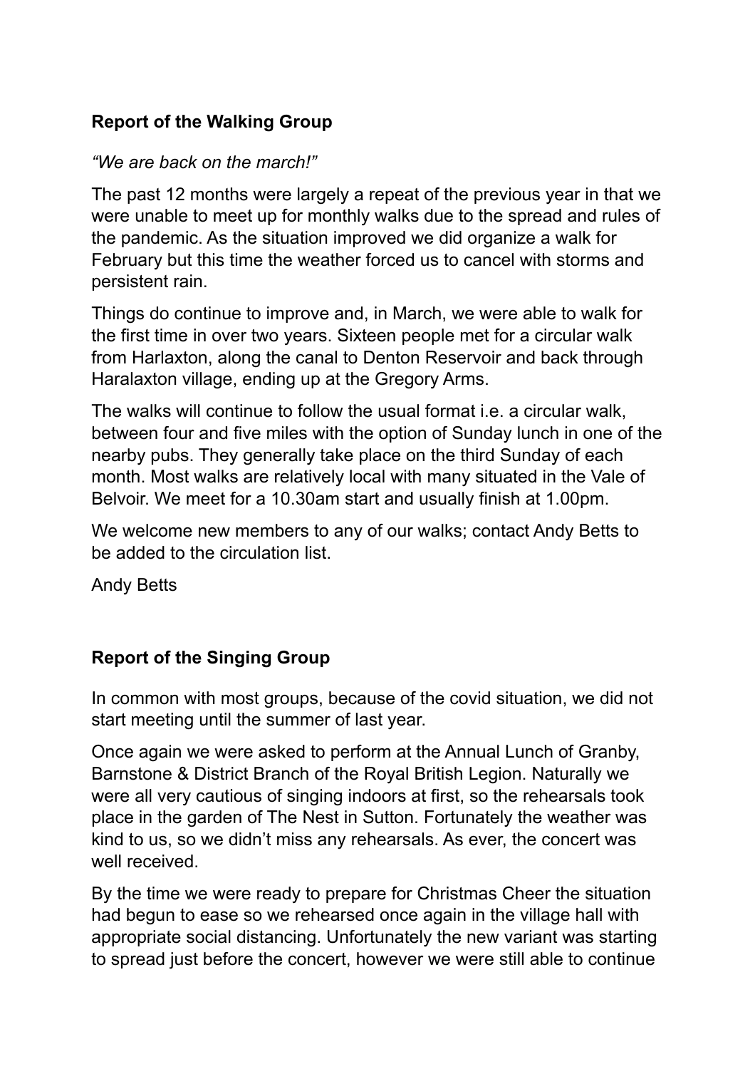## Report of the Walking Group

*“We are back on the march!”*

The past 12 months were largely a repeat of the previous year in that we were unable to meet up for monthly walks due to the spread and rules of the pandemic. As the situation improved we did organize a walk for February but this time the weather forced us to cancel with storms and persistent rain.

Things do continue to improve and, in March, we were able to walk for the first time in over two years. Sixteen people met for a circular walk from Harlaxton, along the canal to Denton Reservoir and back through Haralaxton village, ending up at the Gregory Arms.

The walks will continue to follow the usual format i.e. a circular walk, between four and five miles with the option of Sunday lunch in one of the nearby pubs. They generally take place on the third Sunday of each month. Most walks are relatively local with many situated in the Vale of Belvoir. We meet for a 10.30am start and usually finish at 1.00pm.

We welcome new members to any of our walks; contact Andy Betts to be added to the circulation list.

Andy Betts

## Report of the Singing Group

In common with most groups, because of the covid situation, we did not start meeting until the summer of last year.

Once again we were asked to perform at the Annual Lunch of Granby, Barnstone & District Branch of the Royal British Legion. Naturally we were all very cautious of singing indoors at first, so the rehearsals took place in the garden of The Nest in Sutton. Fortunately the weather was kind to us, so we didn’t miss any rehearsals. As ever, the concert was well received.

By the time we were ready to prepare for Christmas Cheer the situation had begun to ease so we rehearsed once again in the village hall with appropriate social distancing. Unfortunately the new variant was starting to spread just before the concert, however we were still able to continue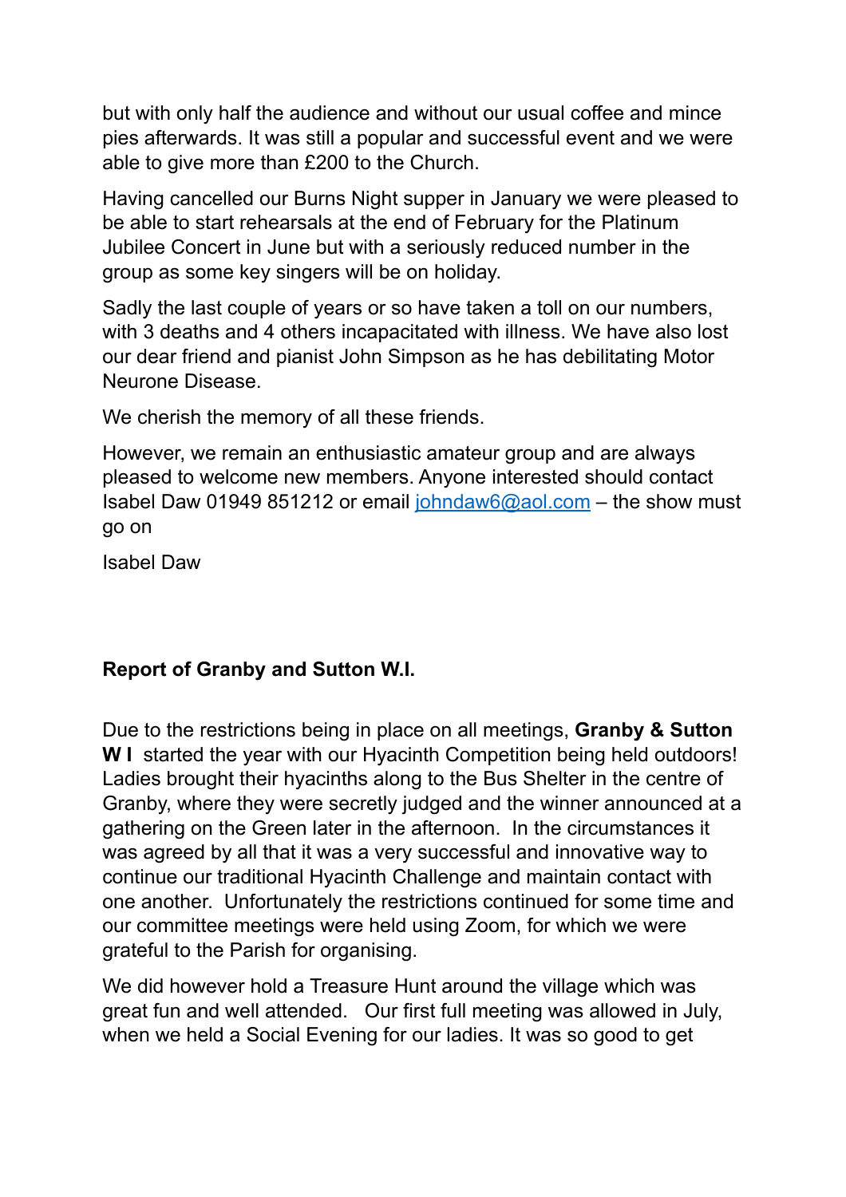but with only half the audience and without our usual coffee and mince pies afterwards. It was still a popular and successful event and we were able to give more than £200 to the Church.

Having cancelled our Burns Night supper in January we were pleased to be able to start rehearsals at the end of February for the Platinum Jubilee Concert in June but with a seriously reduced number in the group as some key singers will be on holiday.

Sadly the last couple of years or so have taken a toll on our numbers, with 3 deaths and 4 others incapacitated with illness. We have also lost our dear friend and pianist John Simpson as he has debilitating Motor Neurone Disease.

We cherish the memory of all these friends.

However, we remain an enthusiastic amateur group and are always pleased to welcome new members. Anyone interested should contact Isabel Daw 01949 851212 or email johndaw6@aol.com – the show must go on

Isabel Daw

**Report of Granby and Sutton W.I.**

Due to the restrictions being in place on all meetings, **Granby & Sutton W I** started the year with our Hyacinth Competition being held outdoors! Ladies brought their hyacinths along to the Bus Shelter in the centre of Granby, where they were secretly judged and the winner announced at a gathering on the Green later in the afternoon. In the circumstances it was agreed by all that it was a very successful and innovative way to continue our traditional Hyacinth Challenge and maintain contact with one another. Unfortunately the restrictions continued for some time and our committee meetings were held using Zoom, for which we were grateful to the Parish for organising.

We did however hold a Treasure Hunt around the village which was great fun and well attended. Our first full meeting was allowed in July, when we held a Social Evening for our ladies. It was so good to get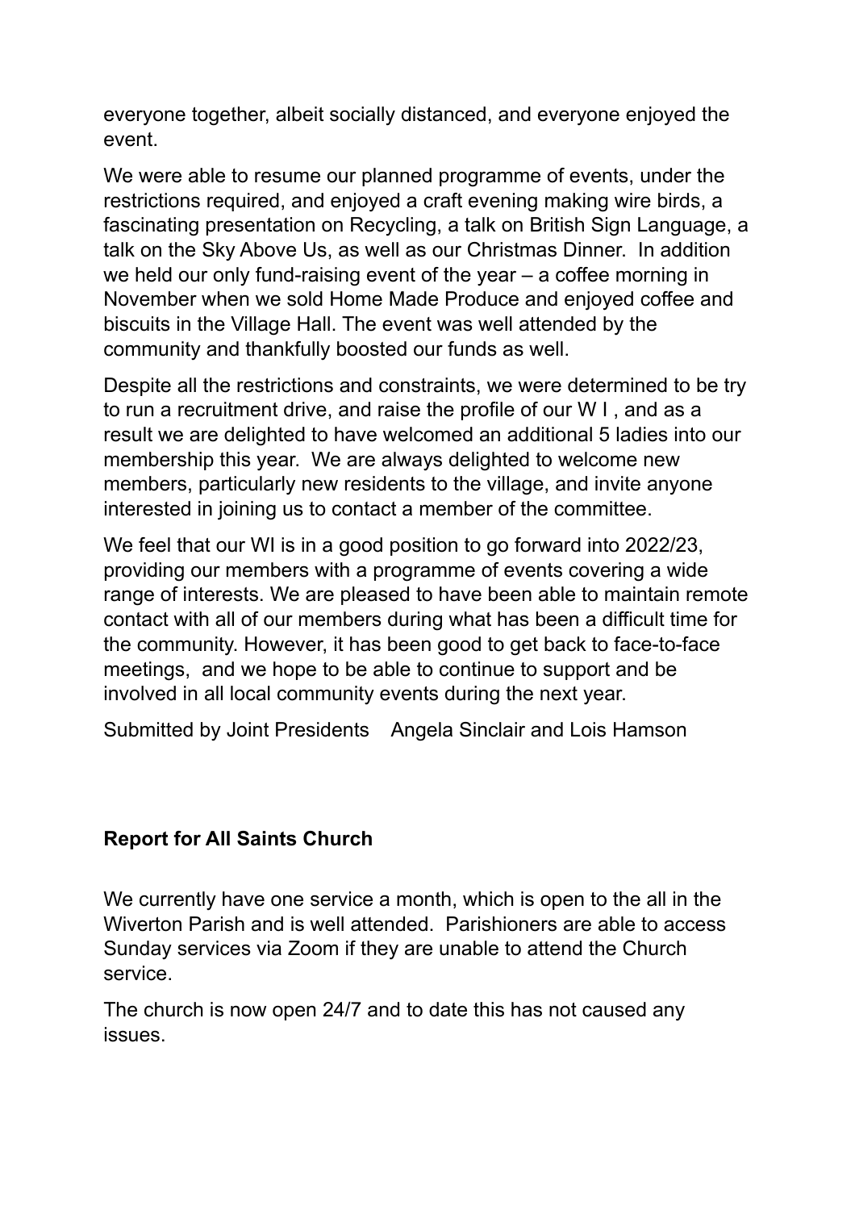everyone together, albeit socially distanced, and everyone enjoyed the event.

We were able to resume our planned programme of events, under the restrictions required, and enjoyed a craft evening making wire birds, a fascinating presentation on Recycling, a talk on British Sign Language, a talk on the Sky Above Us, as well as our Christmas Dinner. In addition we held our only fund-raising event of the year – a coffee morning in November when we sold Home Made Produce and enjoyed coffee and biscuits in the Village Hall. The event was well attended by the community and thankfully boosted our funds as well.

Despite all the restrictions and constraints, we were determined to be try to run a recruitment drive, and raise the profile of our W I , and as a result we are delighted to have welcomed an additional 5 ladies into our membership this year. We are always delighted to welcome new members, particularly new residents to the village, and invite anyone interested in joining us to contact a member of the committee.

We feel that our WI is in a good position to go forward into 2022/23, providing our members with a programme of events covering a wide range of interests. We are pleased to have been able to maintain remote contact with all of our members during what has been a difficult time for the community. However, it has been good to get back to face-to-face meetings, and we hope to be able to continue to support and be involved in all local community events during the next year.

Submitted by Joint Presidents Angela Sinclair and Lois Hamson

**Report for All Saints Church**

We currently have one service a month, which is open to the all in the Wiverton Parish and is well attended. Parishioners are able to access Sunday services via Zoom if they are unable to attend the Church service.

The church is now open 24/7 and to date this has not caused any issues.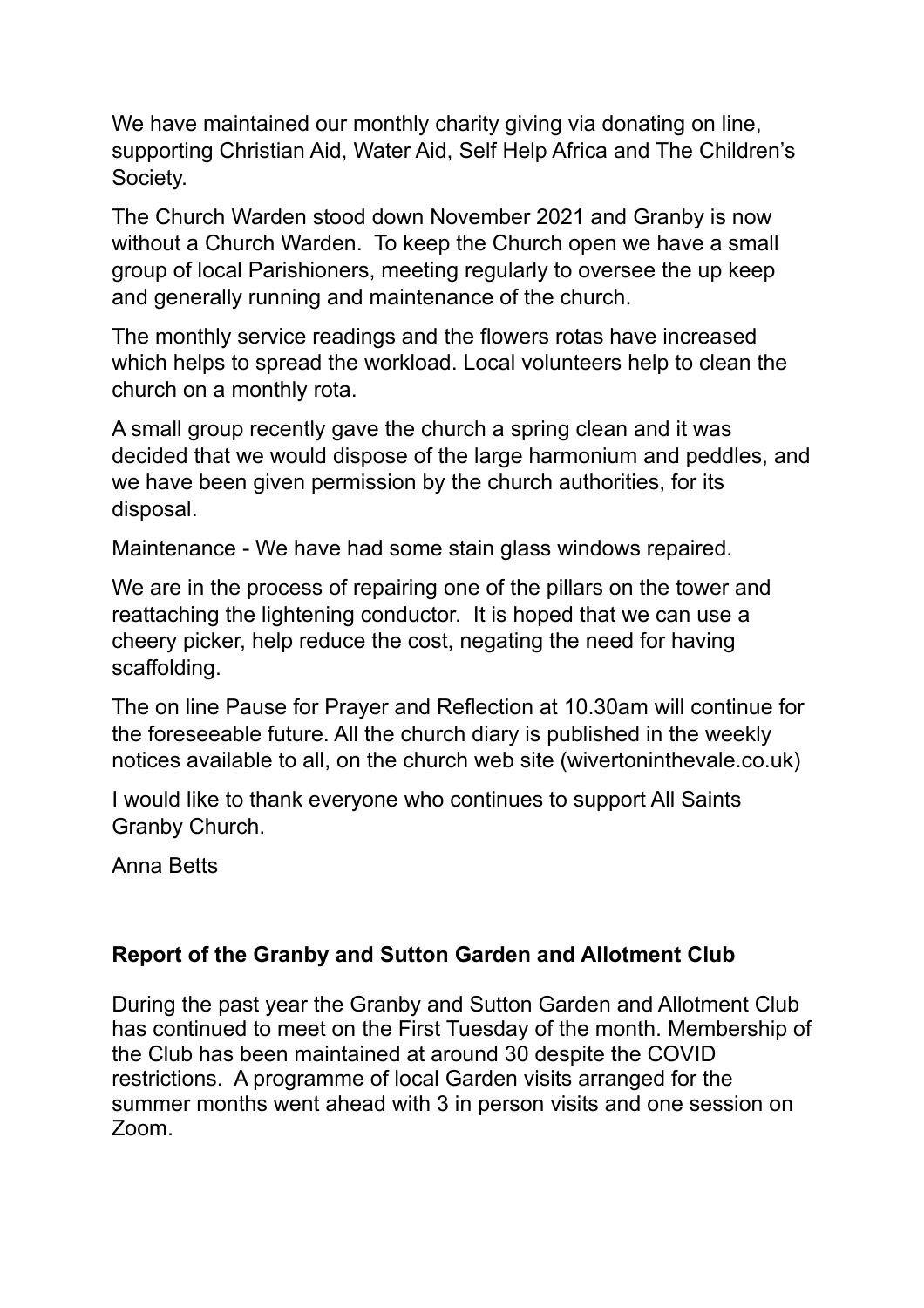We have maintained our monthly charity giving via donating on line, supporting Christian Aid, Water Aid, Self Help Africa and The Children's Society.

The Church Warden stood down November 2021 and Granby is now without a Church Warden.  To keep the Church open we have a small group of local Parishioners, meeting regularly to oversee the up keep and generally running and maintenance of the church.

The monthly service readings and the flowers rotas have increased which helps to spread the workload. Local volunteers help to clean the church on a monthly rota.

A small group recently gave the church a spring clean and it was decided that we would dispose of the large harmonium and peddles, and we have been given permission by the church authorities, for its disposal.

Maintenance - We have had some stain glass windows repaired.

We are in the process of repairing one of the pillars on the tower and reattaching the lightening conductor.  It is hoped that we can use a cheery picker, help reduce the cost, negating the need for having scaffolding.

The on line Pause for Prayer and Reflection at 10.30am will continue for the foreseeable future. All the church diary is published in the weekly notices available to all, on the church web site (wivertoninthevale.co.uk)

I would like to thank everyone who continues to support All Saints Granby Church.

Anna Betts

**Report of the Granby and Sutton Garden and Allotment Club**

During the past year the Granby and Sutton Garden and Allotment Club has continued to meet on the First Tuesday of the month. Membership of the Club has been maintained at around 30 despite the COVID restrictions.  A programme of local Garden visits arranged for the summer months went ahead with 3 in person visits and one session on Zoom.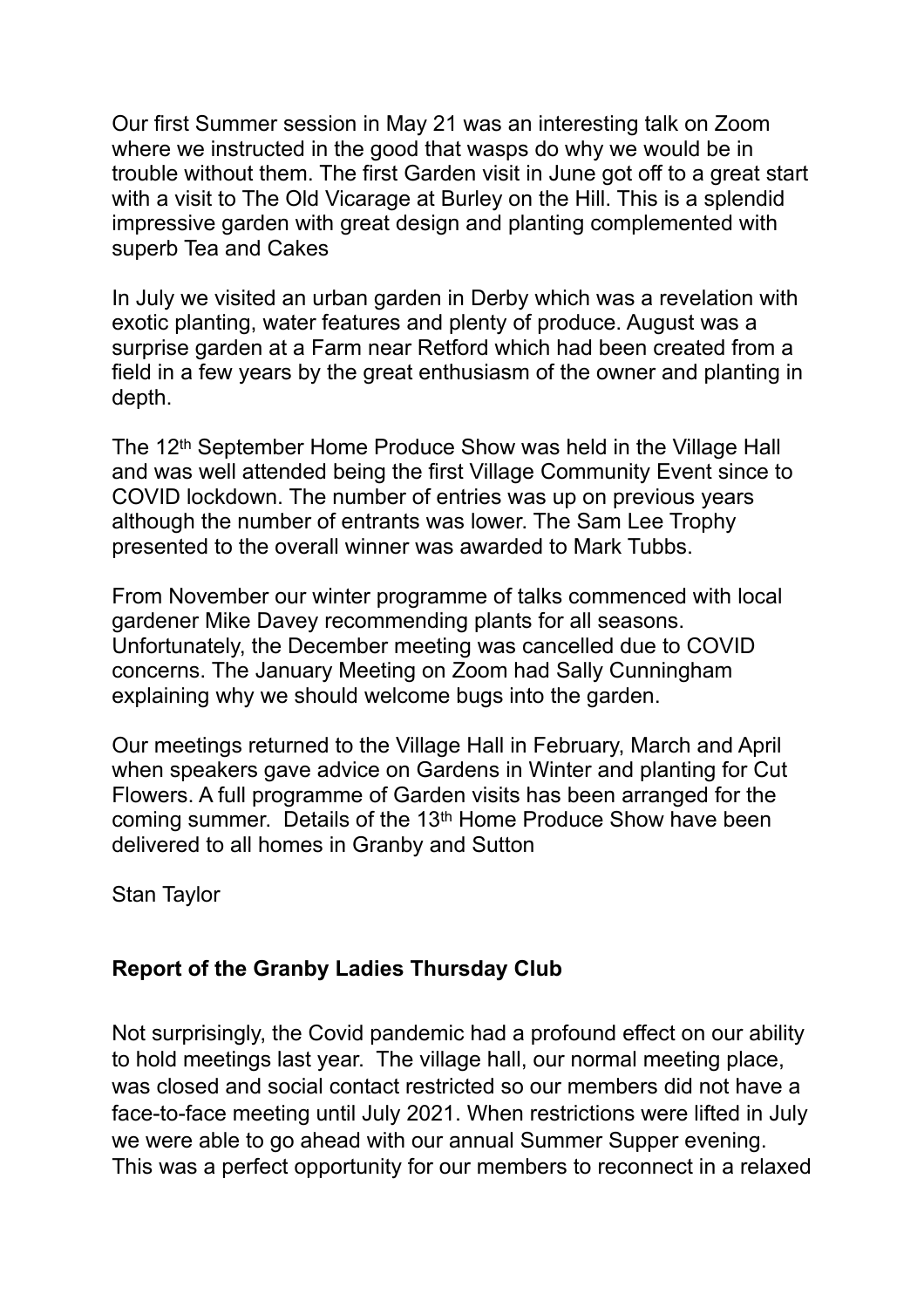Our first Summer session in May 21 was an interesting talk on Zoom where we instructed in the good that wasps do why we would be in trouble without them. The first Garden visit in June got off to a great start with a visit to The Old Vicarage at Burley on the Hill. This is a splendid impressive garden with great design and planting complemented with superb Tea and Cakes

In July we visited an urban garden in Derby which was a revelation with exotic planting, water features and plenty of produce. August was a surprise garden at a Farm near Retford which had been created from a field in a few years by the great enthusiasm of the owner and planting in depth.

The 12th September Home Produce Show was held in the Village Hall and was well attended being the first Village Community Event since to COVID lockdown. The number of entries was up on previous years although the number of entrants was lower. The Sam Lee Trophy presented to the overall winner was awarded to Mark Tubbs.

From November our winter programme of talks commenced with local gardener Mike Davey recommending plants for all seasons. Unfortunately, the December meeting was cancelled due to COVID concerns. The January Meeting on Zoom had Sally Cunningham explaining why we should welcome bugs into the garden.

Our meetings returned to the Village Hall in February, March and April when speakers gave advice on Gardens in Winter and planting for Cut Flowers. A full programme of Garden visits has been arranged for the coming summer. Details of the 13th Home Produce Show have been delivered to all homes in Granby and Sutton

Stan Taylor

**Report of the Granby Ladies Thursday Club**

Not surprisingly, the Covid pandemic had a profound effect on our ability to hold meetings last year. The village hall, our normal meeting place, was closed and social contact restricted so our members did not have a face-to-face meeting until July 2021. When restrictions were lifted in July we were able to go ahead with our annual Summer Supper evening. This was a perfect opportunity for our members to reconnect in a relaxed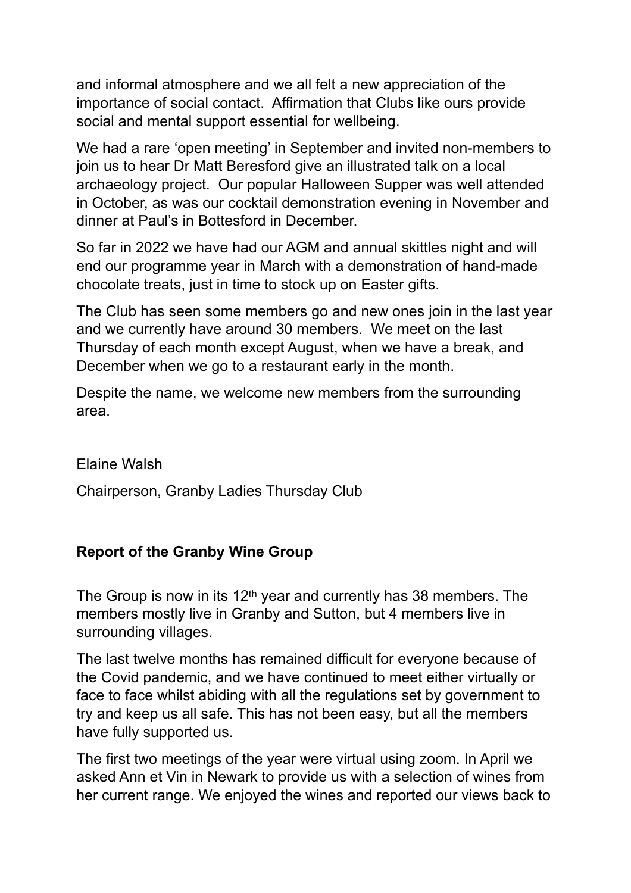and informal atmosphere and we all felt a new appreciation of the importance of social contact. Affirmation that Clubs like ours provide social and mental support essential for wellbeing.

We had a rare 'open meeting' in September and invited non-members to join us to hear Dr Matt Beresford give an illustrated talk on a local archaeology project. Our popular Halloween Supper was well attended in October, as was our cocktail demonstration evening in November and dinner at Paul's in Bottesford in December.

So far in 2022 we have had our AGM and annual skittles night and will end our programme year in March with a demonstration of hand-made chocolate treats, just in time to stock up on Easter gifts.

The Club has seen some members go and new ones join in the last year and we currently have around 30 members. We meet on the last Thursday of each month except August, when we have a break, and December when we go to a restaurant early in the month.

Despite the name, we welcome new members from the surrounding area.

Elaine Walsh

Chairperson, Granby Ladies Thursday Club

**Report of the Granby Wine Group**

The Group is now in its 12th year and currently has 38 members. The members mostly live in Granby and Sutton, but 4 members live in surrounding villages.

The last twelve months has remained difficult for everyone because of the Covid pandemic, and we have continued to meet either virtually or face to face whilst abiding with all the regulations set by government to try and keep us all safe. This has not been easy, but all the members have fully supported us.

The first two meetings of the year were virtual using zoom. In April we asked Ann et Vin in Newark to provide us with a selection of wines from her current range. We enjoyed the wines and reported our views back to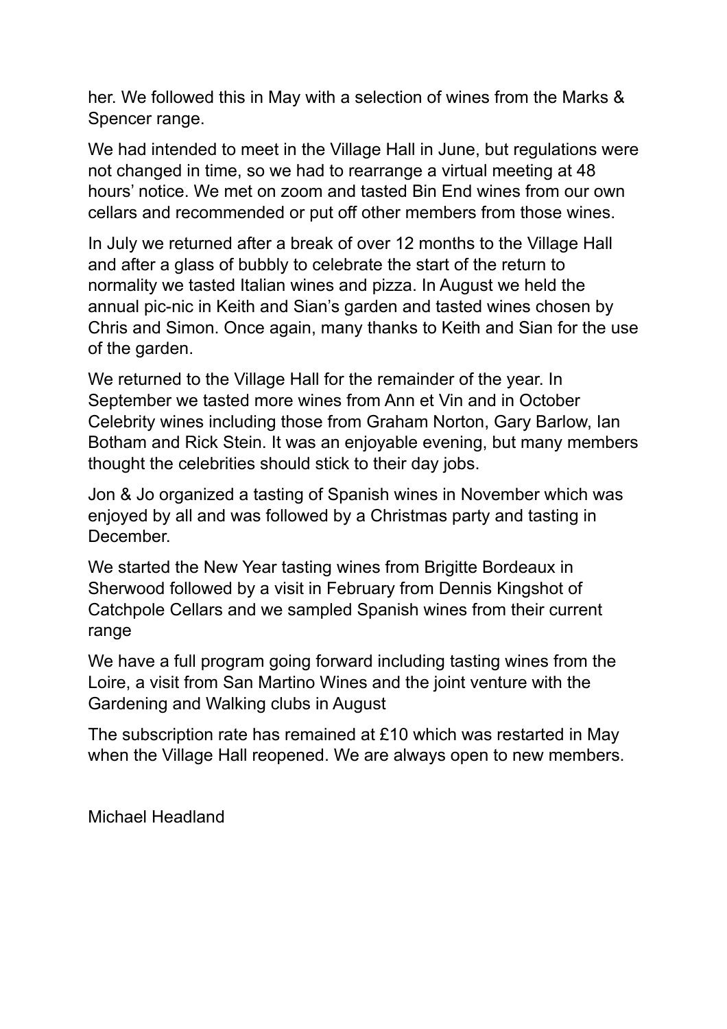her. We followed this in May with a selection of wines from the Marks & Spencer range.

We had intended to meet in the Village Hall in June, but regulations were not changed in time, so we had to rearrange a virtual meeting at 48 hours' notice. We met on zoom and tasted Bin End wines from our own cellars and recommended or put off other members from those wines.

In July we returned after a break of over 12 months to the Village Hall and after a glass of bubbly to celebrate the start of the return to normality we tasted Italian wines and pizza. In August we held the annual pic-nic in Keith and Sian's garden and tasted wines chosen by Chris and Simon. Once again, many thanks to Keith and Sian for the use of the garden.

We returned to the Village Hall for the remainder of the year. In September we tasted more wines from Ann et Vin and in October Celebrity wines including those from Graham Norton, Gary Barlow, Ian Botham and Rick Stein. It was an enjoyable evening, but many members thought the celebrities should stick to their day jobs.

Jon & Jo organized a tasting of Spanish wines in November which was enjoyed by all and was followed by a Christmas party and tasting in December.

We started the New Year tasting wines from Brigitte Bordeaux in Sherwood followed by a visit in February from Dennis Kingshot of Catchpole Cellars and we sampled Spanish wines from their current range

We have a full program going forward including tasting wines from the Loire, a visit from San Martino Wines and the joint venture with the Gardening and Walking clubs in August

The subscription rate has remained at £10 which was restarted in May when the Village Hall reopened. We are always open to new members.

Michael Headland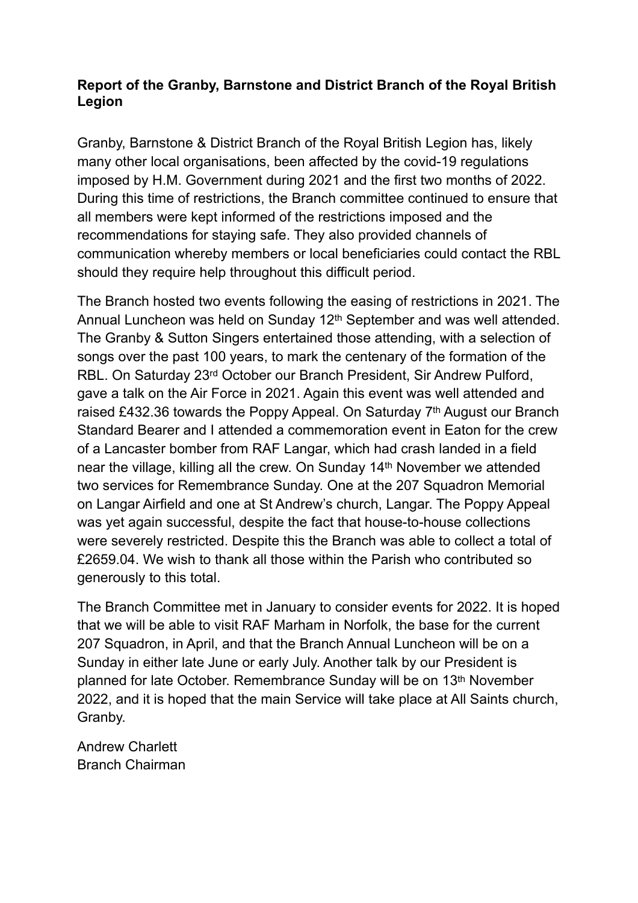**Report of the Granby, Barnstone and District Branch of the Royal British Legion**

Granby, Barnstone & District Branch of the Royal British Legion has, likely many other local organisations, been affected by the covid-19 regulations imposed by H.M. Government during 2021 and the first two months of 2022. During this time of restrictions, the Branch committee continued to ensure that all members were kept informed of the restrictions imposed and the recommendations for staying safe. They also provided channels of communication whereby members or local beneficiaries could contact the RBL should they require help throughout this difficult period.

The Branch hosted two events following the easing of restrictions in 2021. The Annual Luncheon was held on Sunday 12th September and was well attended. The Granby & Sutton Singers entertained those attending, with a selection of songs over the past 100 years, to mark the centenary of the formation of the RBL. On Saturday 23rd October our Branch President, Sir Andrew Pulford, gave a talk on the Air Force in 2021. Again this event was well attended and raised £432.36 towards the Poppy Appeal. On Saturday 7th August our Branch Standard Bearer and I attended a commemoration event in Eaton for the crew of a Lancaster bomber from RAF Langar, which had crash landed in a field near the village, killing all the crew. On Sunday 14th November we attended two services for Remembrance Sunday. One at the 207 Squadron Memorial on Langar Airfield and one at St Andrew's church, Langar. The Poppy Appeal was yet again successful, despite the fact that house-to-house collections were severely restricted. Despite this the Branch was able to collect a total of £2659.04. We wish to thank all those within the Parish who contributed so generously to this total.

The Branch Committee met in January to consider events for 2022. It is hoped that we will be able to visit RAF Marham in Norfolk, the base for the current 207 Squadron, in April, and that the Branch Annual Luncheon will be on a Sunday in either late June or early July. Another talk by our President is planned for late October. Remembrance Sunday will be on 13th November 2022, and it is hoped that the main Service will take place at All Saints church, Granby.

Andrew Charlett
Branch Chairman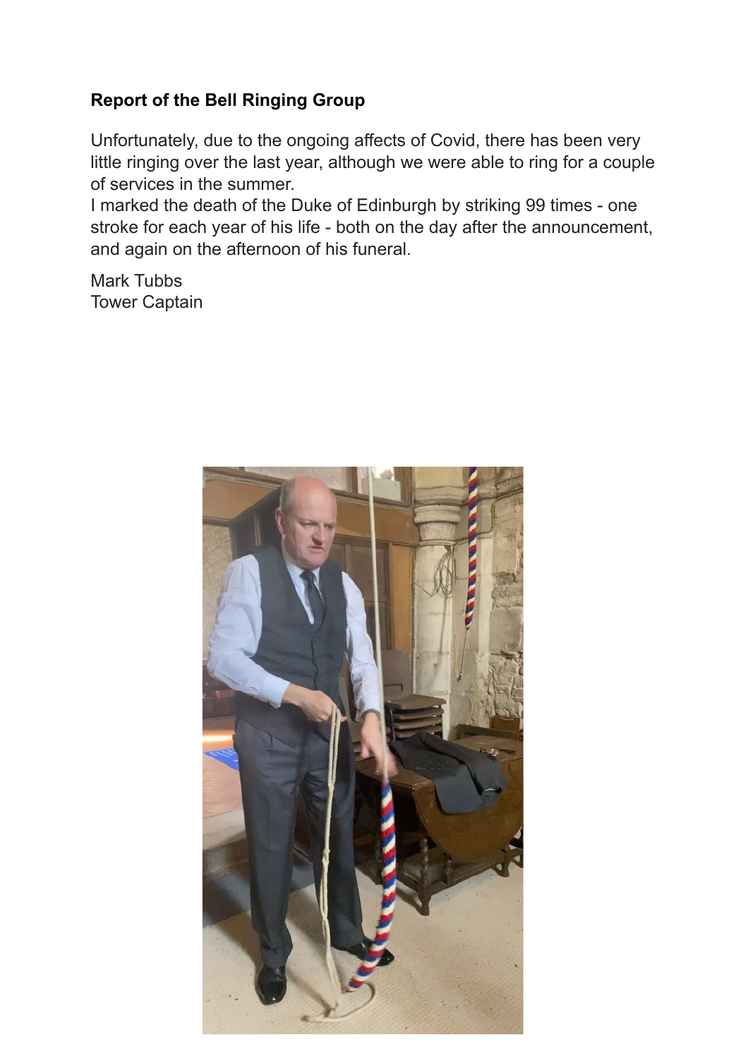**Report of the Bell Ringing Group**

Unfortunately, due to the ongoing affects of Covid, there has been very little ringing over the last year, although we were able to ring for a couple of services in the summer.
I marked the death of the Duke of Edinburgh by striking 99 times - one stroke for each year of his life - both on the day after the announcement, and again on the afternoon of his funeral.

Mark Tubbs
Tower Captain